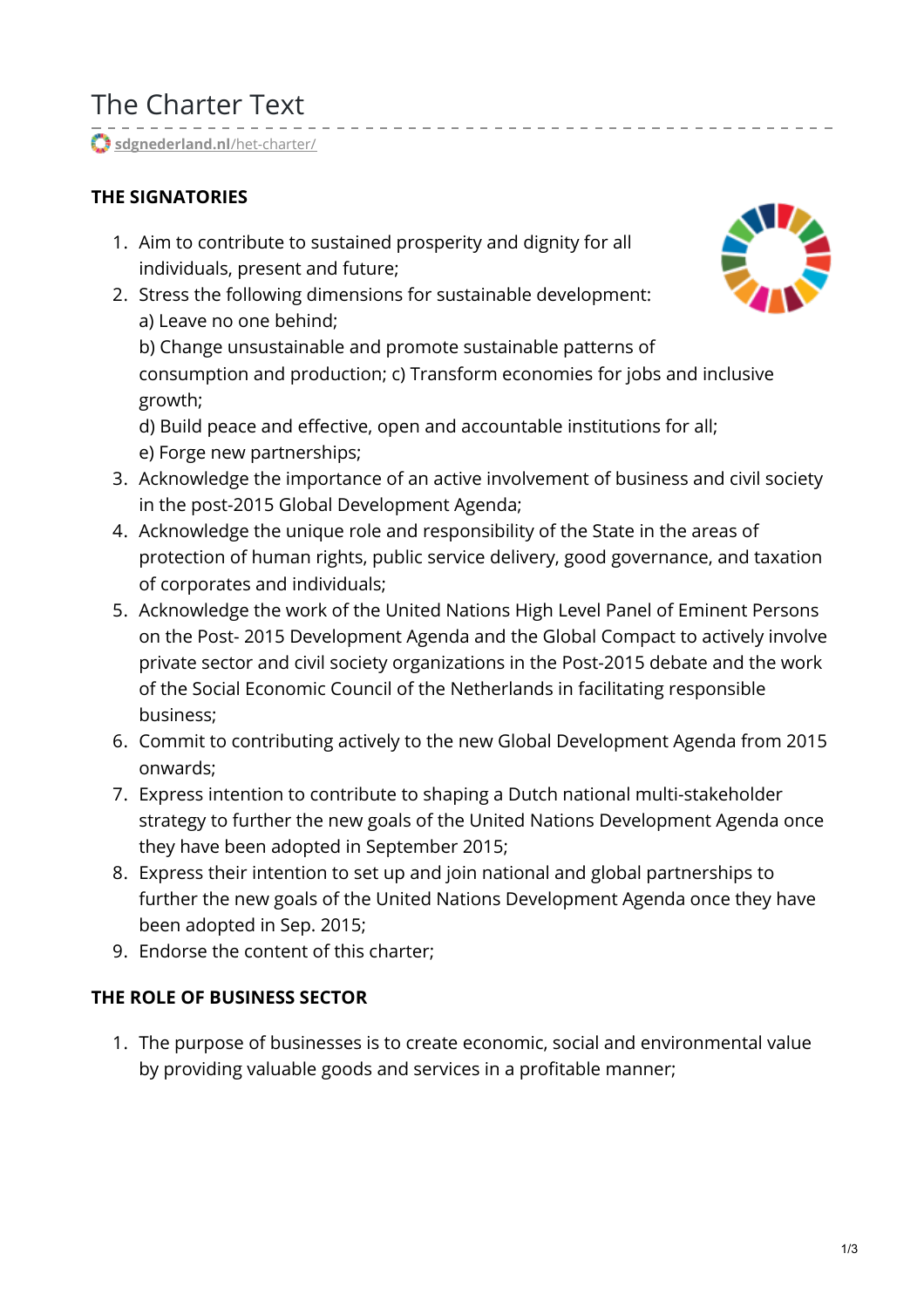# The Charter Text

sdgnederland.nl/het-charter/

**THE SIGNATORIES**

1. Aim to contribute to sustained prosperity and dignity for all individuals, present and future;
2. Stress the following dimensions for sustainable development:
   a) Leave no one behind;
   b) Change unsustainable and promote sustainable patterns of consumption and production; c) Transform economies for jobs and inclusive growth;
   d) Build peace and effective, open and accountable institutions for all;
   e) Forge new partnerships;
3. Acknowledge the importance of an active involvement of business and civil society in the post-2015 Global Development Agenda;
4. Acknowledge the unique role and responsibility of the State in the areas of protection of human rights, public service delivery, good governance, and taxation of corporates and individuals;
5. Acknowledge the work of the United Nations High Level Panel of Eminent Persons on the Post- 2015 Development Agenda and the Global Compact to actively involve private sector and civil society organizations in the Post-2015 debate and the work of the Social Economic Council of the Netherlands in facilitating responsible business;
6. Commit to contributing actively to the new Global Development Agenda from 2015 onwards;
7. Express intention to contribute to shaping a Dutch national multi-stakeholder strategy to further the new goals of the United Nations Development Agenda once they have been adopted in September 2015;
8. Express their intention to set up and join national and global partnerships to further the new goals of the United Nations Development Agenda once they have been adopted in Sep. 2015;
9. Endorse the content of this charter;

**THE ROLE OF BUSINESS SECTOR**

1. The purpose of businesses is to create economic, social and environmental value by providing valuable goods and services in a profitable manner;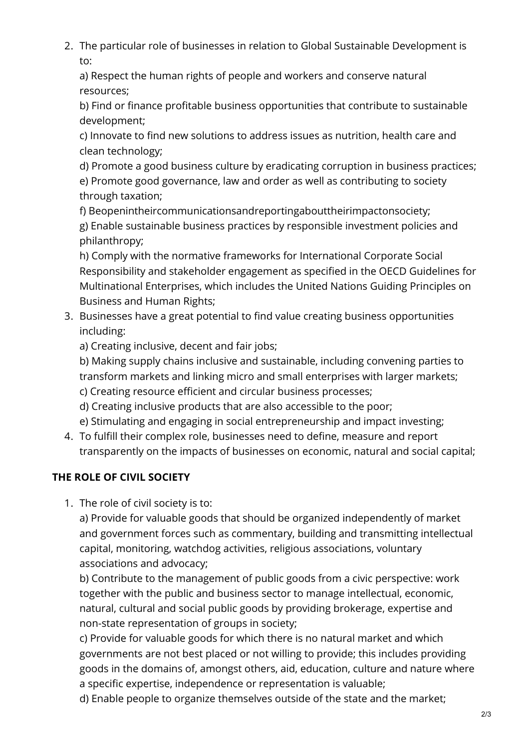2. The particular role of businesses in relation to Global Sustainable Development is to:

   a) Respect the human rights of people and workers and conserve natural resources;

   b) Find or finance profitable business opportunities that contribute to sustainable development;

   c) Innovate to find new solutions to address issues as nutrition, health care and clean technology;

   d) Promote a good business culture by eradicating corruption in business practices;

   e) Promote good governance, law and order as well as contributing to society through taxation;

   f) Beopenintheircommunicationsandreportingabouttheirimpactonsociety;

   g) Enable sustainable business practices by responsible investment policies and philanthropy;

   h) Comply with the normative frameworks for International Corporate Social Responsibility and stakeholder engagement as specified in the OECD Guidelines for Multinational Enterprises, which includes the United Nations Guiding Principles on Business and Human Rights;

3. Businesses have a great potential to find value creating business opportunities including:

   a) Creating inclusive, decent and fair jobs;

   b) Making supply chains inclusive and sustainable, including convening parties to transform markets and linking micro and small enterprises with larger markets;

   c) Creating resource efficient and circular business processes;

   d) Creating inclusive products that are also accessible to the poor;

   e) Stimulating and engaging in social entrepreneurship and impact investing;

4. To fulfill their complex role, businesses need to define, measure and report transparently on the impacts of businesses on economic, natural and social capital;

**THE ROLE OF CIVIL SOCIETY**

1. The role of civil society is to:

   a) Provide for valuable goods that should be organized independently of market and government forces such as commentary, building and transmitting intellectual capital, monitoring, watchdog activities, religious associations, voluntary associations and advocacy;

   b) Contribute to the management of public goods from a civic perspective: work together with the public and business sector to manage intellectual, economic, natural, cultural and social public goods by providing brokerage, expertise and non-state representation of groups in society;

   c) Provide for valuable goods for which there is no natural market and which governments are not best placed or not willing to provide; this includes providing goods in the domains of, amongst others, aid, education, culture and nature where a specific expertise, independence or representation is valuable;

   d) Enable people to organize themselves outside of the state and the market;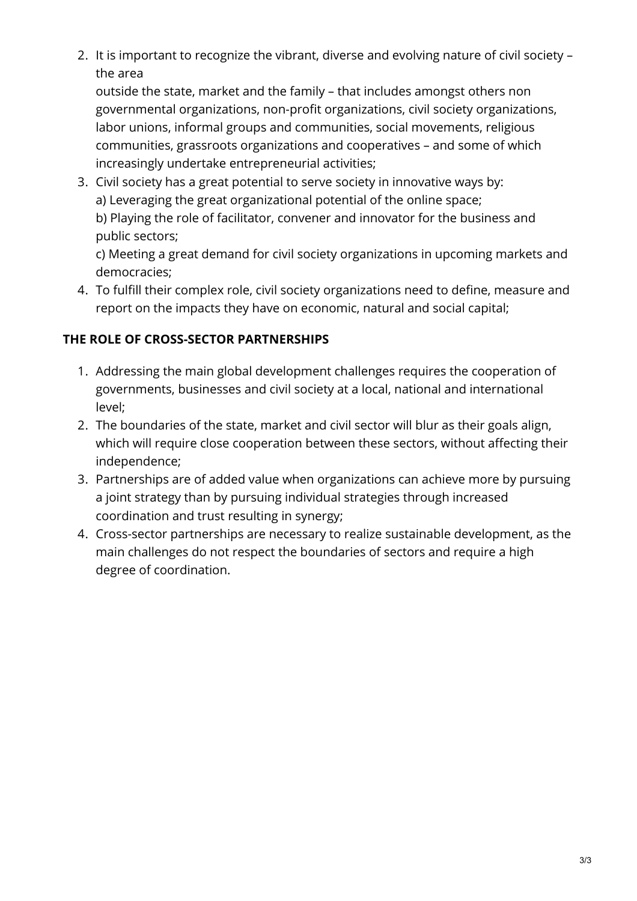2. It is important to recognize the vibrant, diverse and evolving nature of civil society – the area outside the state, market and the family – that includes amongst others non governmental organizations, non-profit organizations, civil society organizations, labor unions, informal groups and communities, social movements, religious communities, grassroots organizations and cooperatives – and some of which increasingly undertake entrepreneurial activities;
3. Civil society has a great potential to serve society in innovative ways by:
   a) Leveraging the great organizational potential of the online space;
   b) Playing the role of facilitator, convener and innovator for the business and public sectors;
   c) Meeting a great demand for civil society organizations in upcoming markets and democracies;
4. To fulfill their complex role, civil society organizations need to define, measure and report on the impacts they have on economic, natural and social capital;

**THE ROLE OF CROSS-SECTOR PARTNERSHIPS**

1. Addressing the main global development challenges requires the cooperation of governments, businesses and civil society at a local, national and international level;
2. The boundaries of the state, market and civil sector will blur as their goals align, which will require close cooperation between these sectors, without affecting their independence;
3. Partnerships are of added value when organizations can achieve more by pursuing a joint strategy than by pursuing individual strategies through increased coordination and trust resulting in synergy;
4. Cross-sector partnerships are necessary to realize sustainable development, as the main challenges do not respect the boundaries of sectors and require a high degree of coordination.